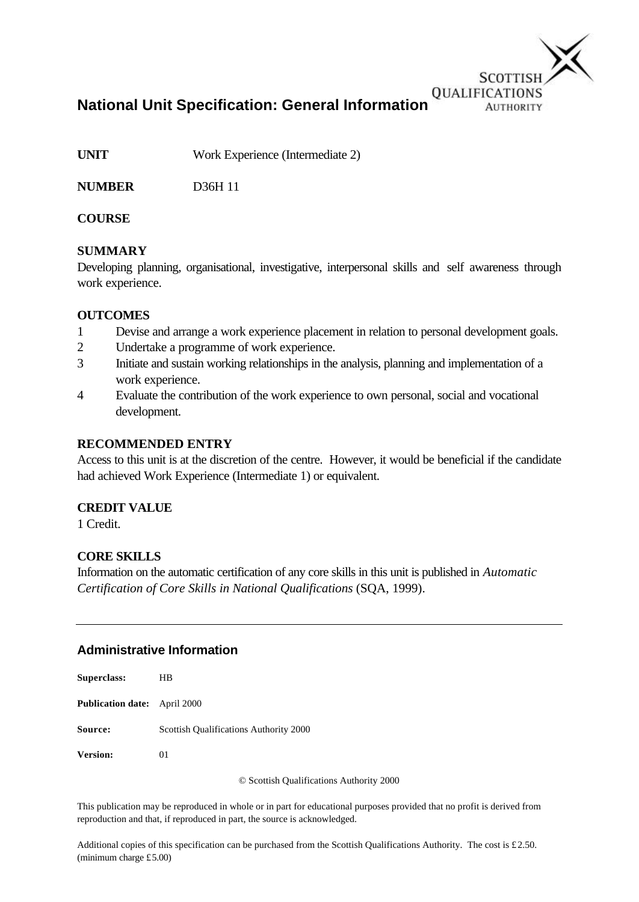# National Unit Specification: General Information

**UNIT** Work Experience (Intermediate 2)

**NUMBER** D36H 11

**COURSE**

**SUMMARY**

Developing planning, organisational, investigative, interpersonal skills and self awareness through work experience.

**OUTCOMES**

1. Devise and arrange a work experience placement in relation to personal development goals.
2. Undertake a programme of work experience.
3. Initiate and sustain working relationships in the analysis, planning and implementation of a work experience.
4. Evaluate the contribution of the work experience to own personal, social and vocational development.

**RECOMMENDED ENTRY**

Access to this unit is at the discretion of the centre. However, it would be beneficial if the candidate had achieved Work Experience (Intermediate 1) or equivalent.

**CREDIT VALUE**

1 Credit.

**CORE SKILLS**

Information on the automatic certification of any core skills in this unit is published in *Automatic Certification of Core Skills in National Qualifications* (SQA, 1999).

---

## Administrative Information

**Superclass:** HB

**Publication date:** April 2000

**Source:** Scottish Qualifications Authority 2000

**Version:** 01

© Scottish Qualifications Authority 2000

This publication may be reproduced in whole or in part for educational purposes provided that no profit is derived from reproduction and that, if reproduced in part, the source is acknowledged.

Additional copies of this specification can be purchased from the Scottish Qualifications Authority. The cost is £2.50. (minimum charge £5.00)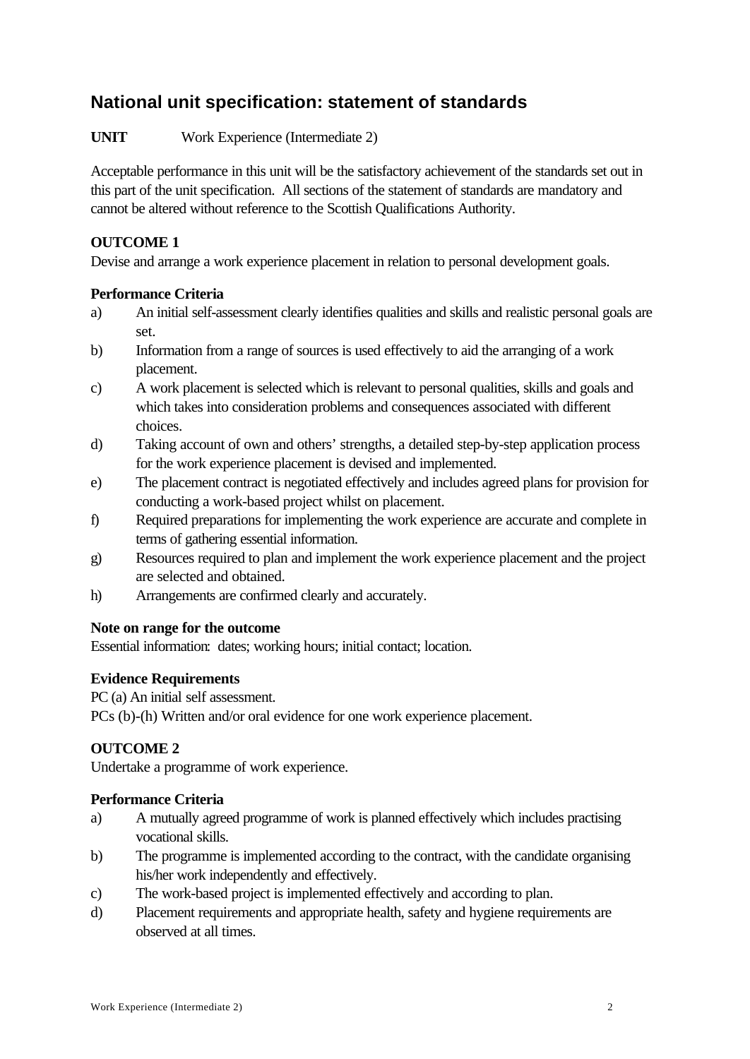## National unit specification: statement of standards

**UNIT** Work Experience (Intermediate 2)

Acceptable performance in this unit will be the satisfactory achievement of the standards set out in this part of the unit specification. All sections of the statement of standards are mandatory and cannot be altered without reference to the Scottish Qualifications Authority.

**OUTCOME 1**

Devise and arrange a work experience placement in relation to personal development goals.

**Performance Criteria**

a) An initial self-assessment clearly identifies qualities and skills and realistic personal goals are set.
b) Information from a range of sources is used effectively to aid the arranging of a work placement.
c) A work placement is selected which is relevant to personal qualities, skills and goals and which takes into consideration problems and consequences associated with different choices.
d) Taking account of own and others' strengths, a detailed step-by-step application process for the work experience placement is devised and implemented.
e) The placement contract is negotiated effectively and includes agreed plans for provision for conducting a work-based project whilst on placement.
f) Required preparations for implementing the work experience are accurate and complete in terms of gathering essential information.
g) Resources required to plan and implement the work experience placement and the project are selected and obtained.
h) Arrangements are confirmed clearly and accurately.

**Note on range for the outcome**

Essential information: dates; working hours; initial contact; location.

**Evidence Requirements**

PC (a) An initial self assessment.

PCs (b)-(h) Written and/or oral evidence for one work experience placement.

**OUTCOME 2**

Undertake a programme of work experience.

**Performance Criteria**

a) A mutually agreed programme of work is planned effectively which includes practising vocational skills.
b) The programme is implemented according to the contract, with the candidate organising his/her work independently and effectively.
c) The work-based project is implemented effectively and according to plan.
d) Placement requirements and appropriate health, safety and hygiene requirements are observed at all times.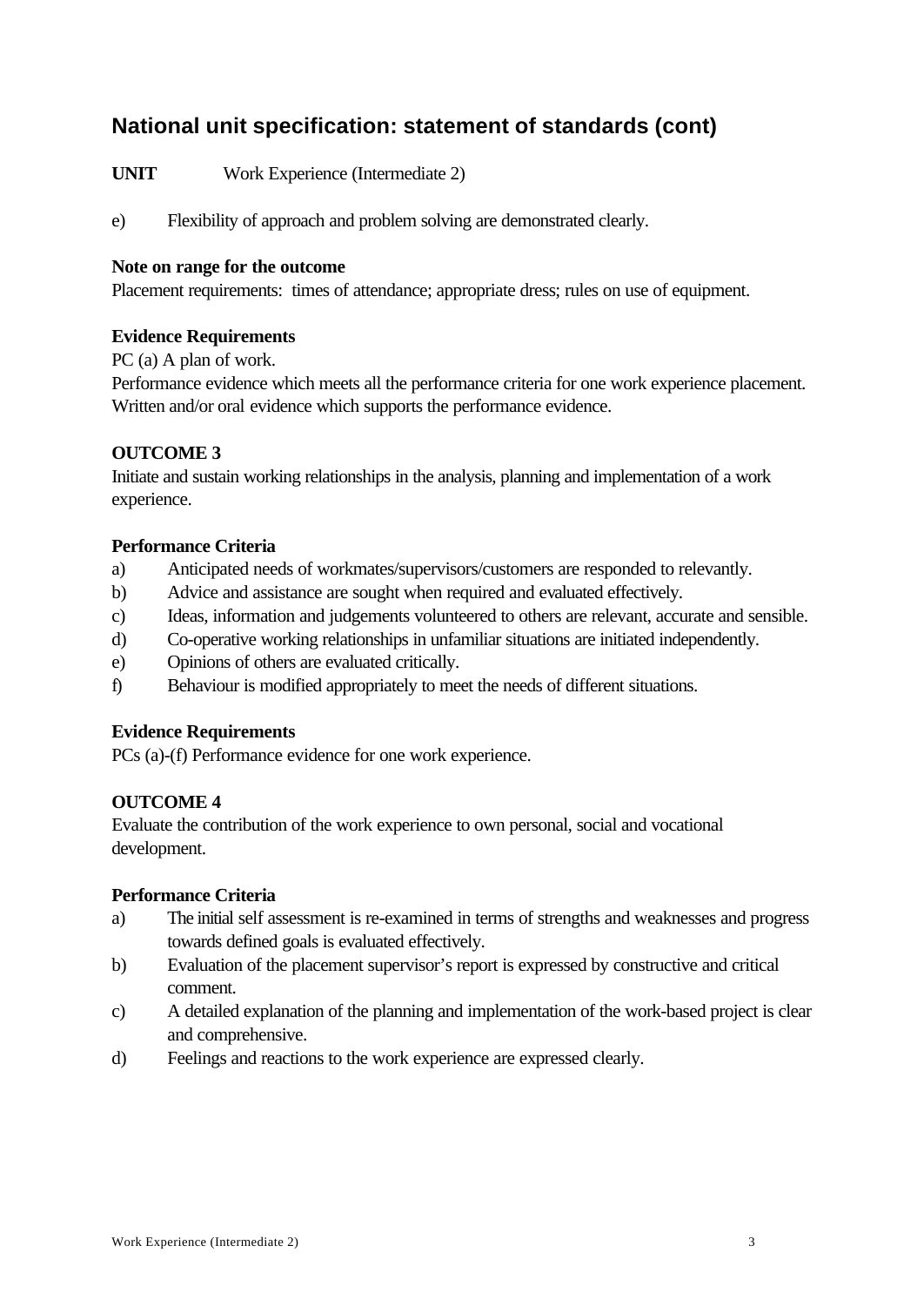## National unit specification: statement of standards (cont)

**UNIT** Work Experience (Intermediate 2)

e) Flexibility of approach and problem solving are demonstrated clearly.

**Note on range for the outcome**
Placement requirements: times of attendance; appropriate dress; rules on use of equipment.

**Evidence Requirements**
PC (a) A plan of work.
Performance evidence which meets all the performance criteria for one work experience placement.
Written and/or oral evidence which supports the performance evidence.

**OUTCOME 3**
Initiate and sustain working relationships in the analysis, planning and implementation of a work experience.

**Performance Criteria**

a) Anticipated needs of workmates/supervisors/customers are responded to relevantly.
b) Advice and assistance are sought when required and evaluated effectively.
c) Ideas, information and judgements volunteered to others are relevant, accurate and sensible.
d) Co-operative working relationships in unfamiliar situations are initiated independently.
e) Opinions of others are evaluated critically.
f) Behaviour is modified appropriately to meet the needs of different situations.

**Evidence Requirements**
PCs (a)-(f) Performance evidence for one work experience.

**OUTCOME 4**
Evaluate the contribution of the work experience to own personal, social and vocational development.

**Performance Criteria**

a) The initial self assessment is re-examined in terms of strengths and weaknesses and progress towards defined goals is evaluated effectively.
b) Evaluation of the placement supervisor's report is expressed by constructive and critical comment.
c) A detailed explanation of the planning and implementation of the work-based project is clear and comprehensive.
d) Feelings and reactions to the work experience are expressed clearly.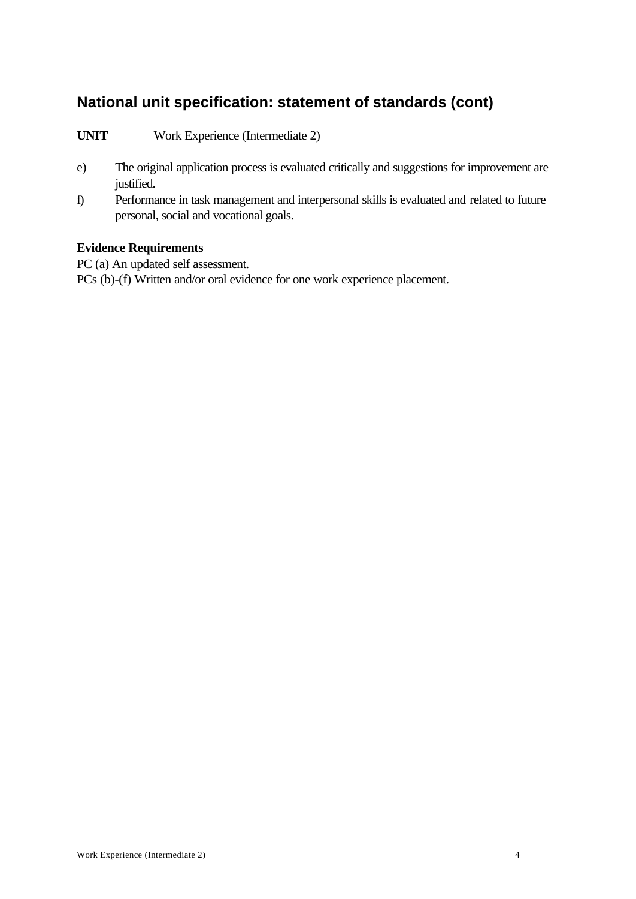## National unit specification: statement of standards (cont)

**UNIT** Work Experience (Intermediate 2)

e) The original application process is evaluated critically and suggestions for improvement are justified.

f) Performance in task management and interpersonal skills is evaluated and related to future personal, social and vocational goals.

**Evidence Requirements**

PC (a) An updated self assessment.

PCs (b)-(f) Written and/or oral evidence for one work experience placement.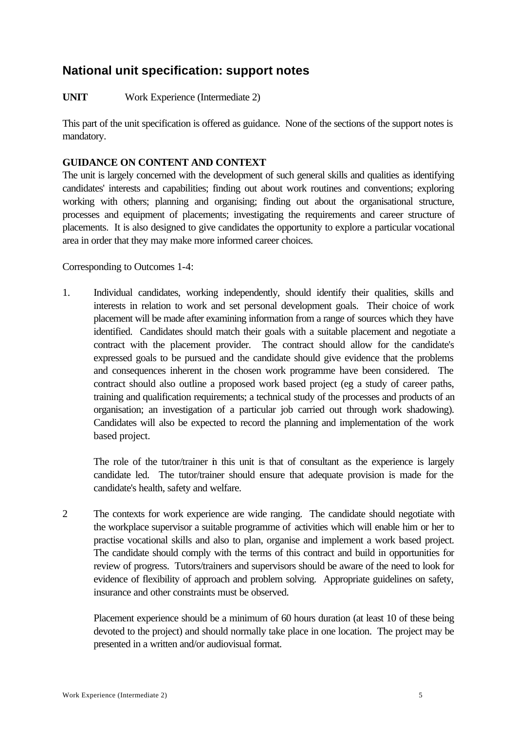## National unit specification: support notes

**UNIT** Work Experience (Intermediate 2)

This part of the unit specification is offered as guidance. None of the sections of the support notes is mandatory.

**GUIDANCE ON CONTENT AND CONTEXT**

The unit is largely concerned with the development of such general skills and qualities as identifying candidates' interests and capabilities; finding out about work routines and conventions; exploring working with others; planning and organising; finding out about the organisational structure, processes and equipment of placements; investigating the requirements and career structure of placements. It is also designed to give candidates the opportunity to explore a particular vocational area in order that they may make more informed career choices.

Corresponding to Outcomes 1-4:

1. Individual candidates, working independently, should identify their qualities, skills and interests in relation to work and set personal development goals. Their choice of work placement will be made after examining information from a range of sources which they have identified. Candidates should match their goals with a suitable placement and negotiate a contract with the placement provider. The contract should allow for the candidate's expressed goals to be pursued and the candidate should give evidence that the problems and consequences inherent in the chosen work programme have been considered. The contract should also outline a proposed work based project (eg a study of career paths, training and qualification requirements; a technical study of the processes and products of an organisation; an investigation of a particular job carried out through work shadowing). Candidates will also be expected to record the planning and implementation of the work based project.

   The role of the tutor/trainer in this unit is that of consultant as the experience is largely candidate led. The tutor/trainer should ensure that adequate provision is made for the candidate's health, safety and welfare.

2. The contexts for work experience are wide ranging. The candidate should negotiate with the workplace supervisor a suitable programme of activities which will enable him or her to practise vocational skills and also to plan, organise and implement a work based project. The candidate should comply with the terms of this contract and build in opportunities for review of progress. Tutors/trainers and supervisors should be aware of the need to look for evidence of flexibility of approach and problem solving. Appropriate guidelines on safety, insurance and other constraints must be observed.

   Placement experience should be a minimum of 60 hours duration (at least 10 of these being devoted to the project) and should normally take place in one location. The project may be presented in a written and/or audiovisual format.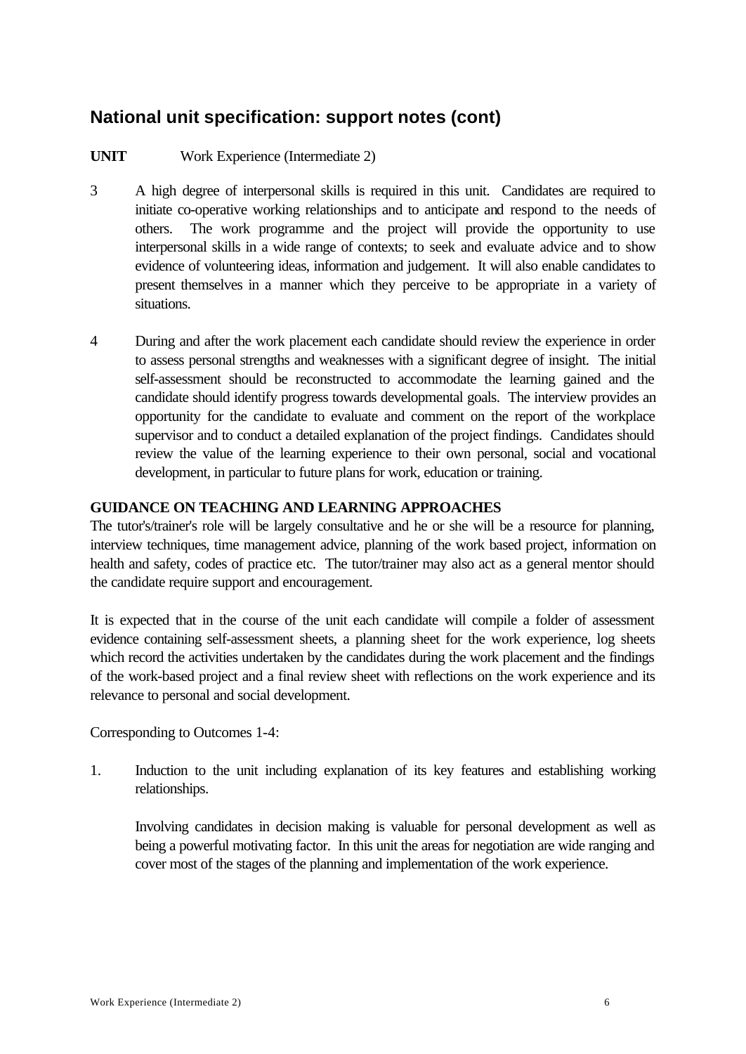## National unit specification: support notes (cont)

**UNIT** Work Experience (Intermediate 2)

3 A high degree of interpersonal skills is required in this unit. Candidates are required to initiate co-operative working relationships and to anticipate and respond to the needs of others. The work programme and the project will provide the opportunity to use interpersonal skills in a wide range of contexts; to seek and evaluate advice and to show evidence of volunteering ideas, information and judgement. It will also enable candidates to present themselves in a manner which they perceive to be appropriate in a variety of situations.

4 During and after the work placement each candidate should review the experience in order to assess personal strengths and weaknesses with a significant degree of insight. The initial self-assessment should be reconstructed to accommodate the learning gained and the candidate should identify progress towards developmental goals. The interview provides an opportunity for the candidate to evaluate and comment on the report of the workplace supervisor and to conduct a detailed explanation of the project findings. Candidates should review the value of the learning experience to their own personal, social and vocational development, in particular to future plans for work, education or training.

**GUIDANCE ON TEACHING AND LEARNING APPROACHES**

The tutor's/trainer's role will be largely consultative and he or she will be a resource for planning, interview techniques, time management advice, planning of the work based project, information on health and safety, codes of practice etc. The tutor/trainer may also act as a general mentor should the candidate require support and encouragement.

It is expected that in the course of the unit each candidate will compile a folder of assessment evidence containing self-assessment sheets, a planning sheet for the work experience, log sheets which record the activities undertaken by the candidates during the work placement and the findings of the work-based project and a final review sheet with reflections on the work experience and its relevance to personal and social development.

Corresponding to Outcomes 1-4:

1. Induction to the unit including explanation of its key features and establishing working relationships.

   Involving candidates in decision making is valuable for personal development as well as being a powerful motivating factor. In this unit the areas for negotiation are wide ranging and cover most of the stages of the planning and implementation of the work experience.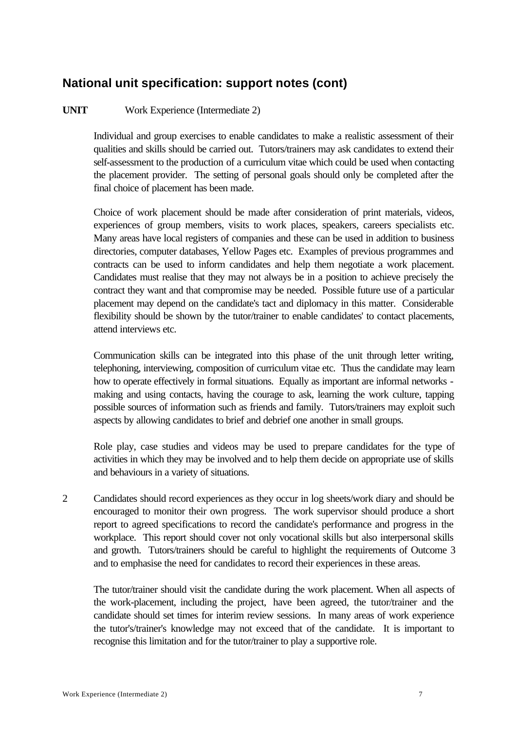## National unit specification: support notes (cont)

**UNIT** Work Experience (Intermediate 2)

Individual and group exercises to enable candidates to make a realistic assessment of their qualities and skills should be carried out. Tutors/trainers may ask candidates to extend their self-assessment to the production of a curriculum vitae which could be used when contacting the placement provider. The setting of personal goals should only be completed after the final choice of placement has been made.

Choice of work placement should be made after consideration of print materials, videos, experiences of group members, visits to work places, speakers, careers specialists etc. Many areas have local registers of companies and these can be used in addition to business directories, computer databases, Yellow Pages etc. Examples of previous programmes and contracts can be used to inform candidates and help them negotiate a work placement. Candidates must realise that they may not always be in a position to achieve precisely the contract they want and that compromise may be needed. Possible future use of a particular placement may depend on the candidate's tact and diplomacy in this matter. Considerable flexibility should be shown by the tutor/trainer to enable candidates' to contact placements, attend interviews etc.

Communication skills can be integrated into this phase of the unit through letter writing, telephoning, interviewing, composition of curriculum vitae etc. Thus the candidate may learn how to operate effectively in formal situations. Equally as important are informal networks - making and using contacts, having the courage to ask, learning the work culture, tapping possible sources of information such as friends and family. Tutors/trainers may exploit such aspects by allowing candidates to brief and debrief one another in small groups.

Role play, case studies and videos may be used to prepare candidates for the type of activities in which they may be involved and to help them decide on appropriate use of skills and behaviours in a variety of situations.

2 Candidates should record experiences as they occur in log sheets/work diary and should be encouraged to monitor their own progress. The work supervisor should produce a short report to agreed specifications to record the candidate's performance and progress in the workplace. This report should cover not only vocational skills but also interpersonal skills and growth. Tutors/trainers should be careful to highlight the requirements of Outcome 3 and to emphasise the need for candidates to record their experiences in these areas.

The tutor/trainer should visit the candidate during the work placement. When all aspects of the work-placement, including the project, have been agreed, the tutor/trainer and the candidate should set times for interim review sessions. In many areas of work experience the tutor's/trainer's knowledge may not exceed that of the candidate. It is important to recognise this limitation and for the tutor/trainer to play a supportive role.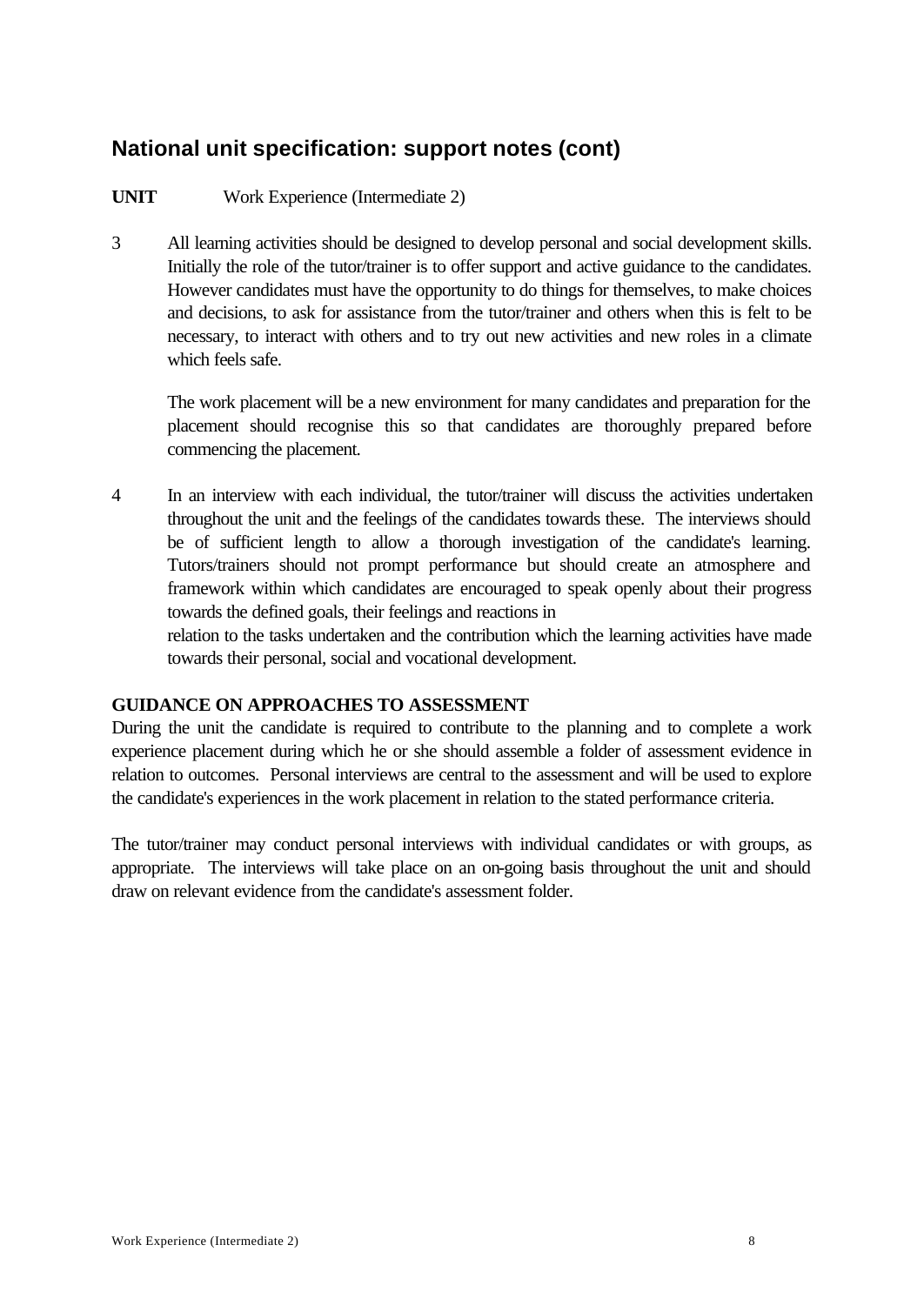## National unit specification: support notes (cont)

**UNIT** Work Experience (Intermediate 2)

3 All learning activities should be designed to develop personal and social development skills. Initially the role of the tutor/trainer is to offer support and active guidance to the candidates. However candidates must have the opportunity to do things for themselves, to make choices and decisions, to ask for assistance from the tutor/trainer and others when this is felt to be necessary, to interact with others and to try out new activities and new roles in a climate which feels safe.

   The work placement will be a new environment for many candidates and preparation for the placement should recognise this so that candidates are thoroughly prepared before commencing the placement.

4 In an interview with each individual, the tutor/trainer will discuss the activities undertaken throughout the unit and the feelings of the candidates towards these. The interviews should be of sufficient length to allow a thorough investigation of the candidate's learning. Tutors/trainers should not prompt performance but should create an atmosphere and framework within which candidates are encouraged to speak openly about their progress towards the defined goals, their feelings and reactions in relation to the tasks undertaken and the contribution which the learning activities have made towards their personal, social and vocational development.

**GUIDANCE ON APPROACHES TO ASSESSMENT**

During the unit the candidate is required to contribute to the planning and to complete a work experience placement during which he or she should assemble a folder of assessment evidence in relation to outcomes. Personal interviews are central to the assessment and will be used to explore the candidate's experiences in the work placement in relation to the stated performance criteria.

The tutor/trainer may conduct personal interviews with individual candidates or with groups, as appropriate. The interviews will take place on an on-going basis throughout the unit and should draw on relevant evidence from the candidate's assessment folder.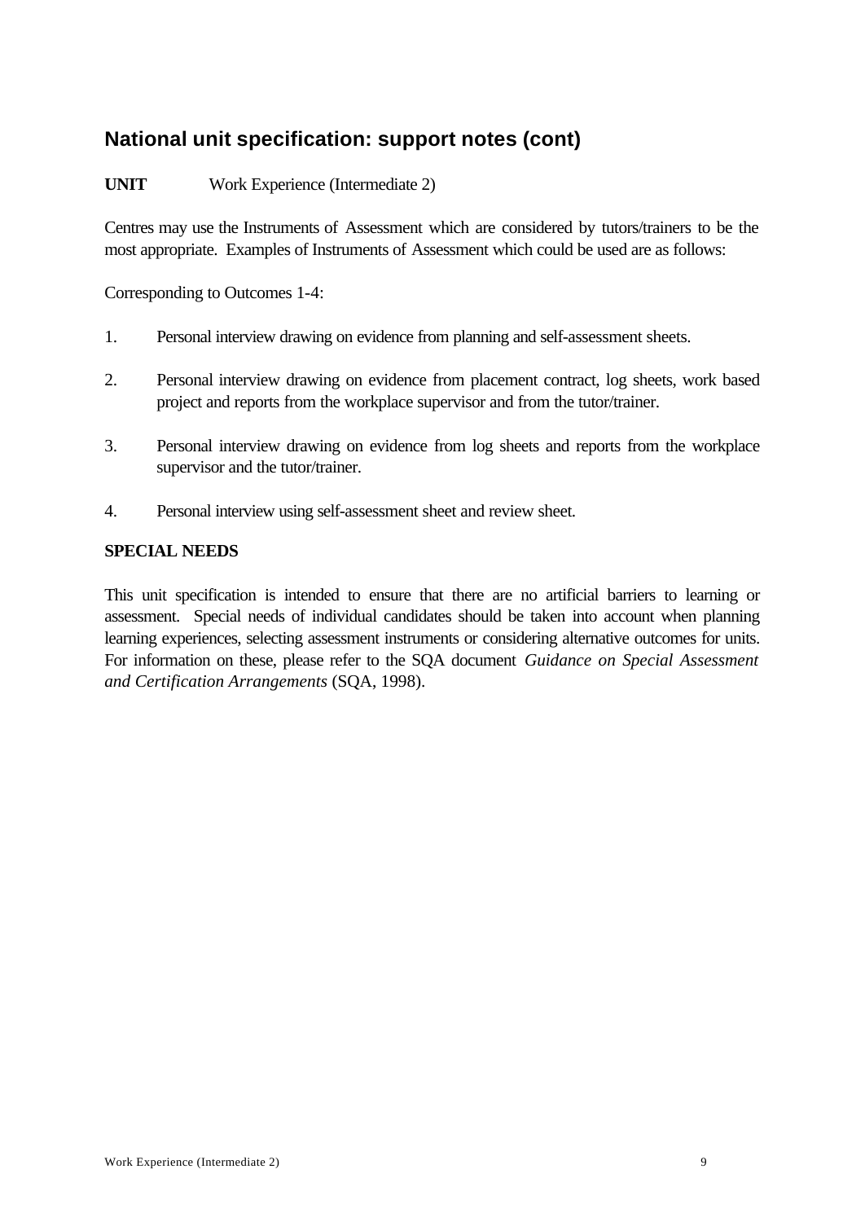## National unit specification: support notes (cont)

**UNIT** Work Experience (Intermediate 2)

Centres may use the Instruments of Assessment which are considered by tutors/trainers to be the most appropriate. Examples of Instruments of Assessment which could be used are as follows:

Corresponding to Outcomes 1-4:

1. Personal interview drawing on evidence from planning and self-assessment sheets.

2. Personal interview drawing on evidence from placement contract, log sheets, work based project and reports from the workplace supervisor and from the tutor/trainer.

3. Personal interview drawing on evidence from log sheets and reports from the workplace supervisor and the tutor/trainer.

4. Personal interview using self-assessment sheet and review sheet.

**SPECIAL NEEDS**

This unit specification is intended to ensure that there are no artificial barriers to learning or assessment. Special needs of individual candidates should be taken into account when planning learning experiences, selecting assessment instruments or considering alternative outcomes for units. For information on these, please refer to the SQA document *Guidance on Special Assessment and Certification Arrangements* (SQA, 1998).